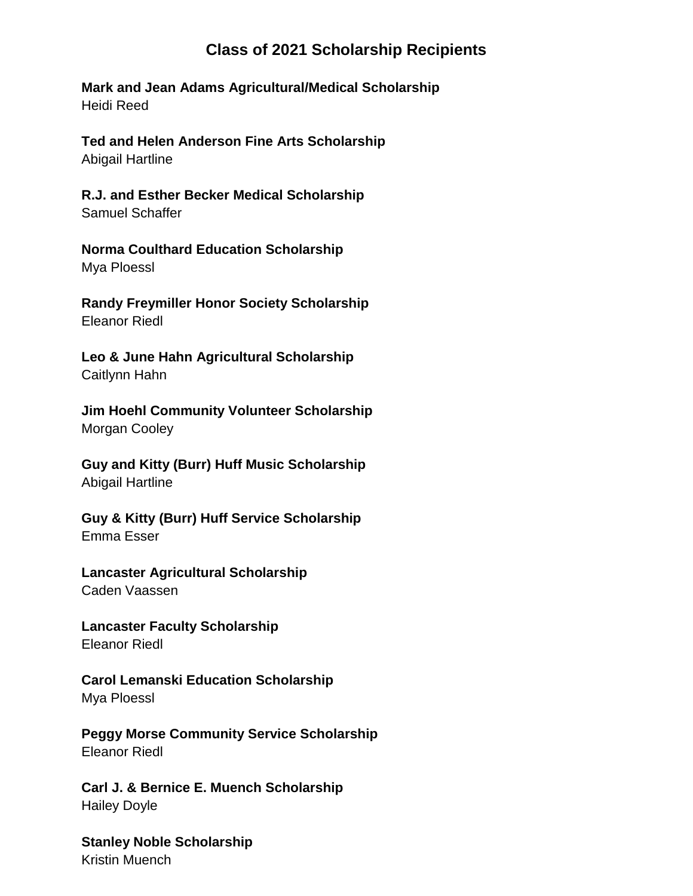# Class of 2021 Scholarship Recipients

**Mark and Jean Adams Agricultural/Medical Scholarship**
Heidi Reed

**Ted and Helen Anderson Fine Arts Scholarship**
Abigail Hartline

**R.J. and Esther Becker Medical Scholarship**
Samuel Schaffer

**Norma Coulthard Education Scholarship**
Mya Ploessl

**Randy Freymiller Honor Society Scholarship**
Eleanor Riedl

**Leo & June Hahn Agricultural Scholarship**
Caitlynn Hahn

**Jim Hoehl Community Volunteer Scholarship**
Morgan Cooley

**Guy and Kitty (Burr) Huff Music Scholarship**
Abigail Hartline

**Guy & Kitty (Burr) Huff Service Scholarship**
Emma Esser

**Lancaster Agricultural Scholarship**
Caden Vaassen

**Lancaster Faculty Scholarship**
Eleanor Riedl

**Carol Lemanski Education Scholarship**
Mya Ploessl

**Peggy Morse Community Service Scholarship**
Eleanor Riedl

**Carl J. & Bernice E. Muench Scholarship**
Hailey Doyle

**Stanley Noble Scholarship**
Kristin Muench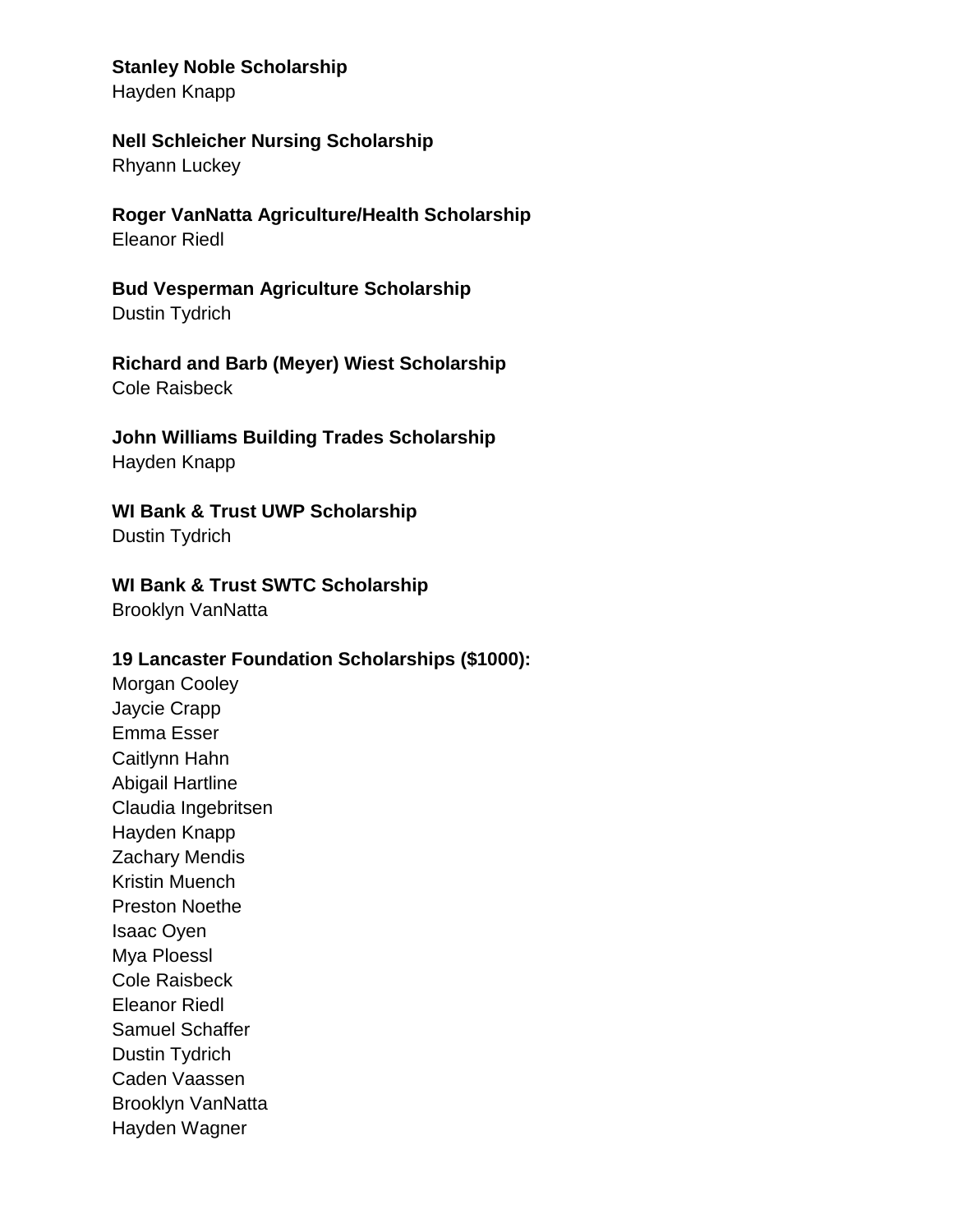**Stanley Noble Scholarship**
Hayden Knapp

**Nell Schleicher Nursing Scholarship**
Rhyann Luckey

**Roger VanNatta Agriculture/Health Scholarship**
Eleanor Riedl

**Bud Vesperman Agriculture Scholarship**
Dustin Tydrich

**Richard and Barb (Meyer) Wiest Scholarship**
Cole Raisbeck

**John Williams Building Trades Scholarship**
Hayden Knapp

**WI Bank & Trust UWP Scholarship**
Dustin Tydrich

**WI Bank & Trust SWTC Scholarship**
Brooklyn VanNatta

**19 Lancaster Foundation Scholarships ($1000):**
Morgan Cooley
Jaycie Crapp
Emma Esser
Caitlynn Hahn
Abigail Hartline
Claudia Ingebritsen
Hayden Knapp
Zachary Mendis
Kristin Muench
Preston Noethe
Isaac Oyen
Mya Ploessl
Cole Raisbeck
Eleanor Riedl
Samuel Schaffer
Dustin Tydrich
Caden Vaassen
Brooklyn VanNatta
Hayden Wagner